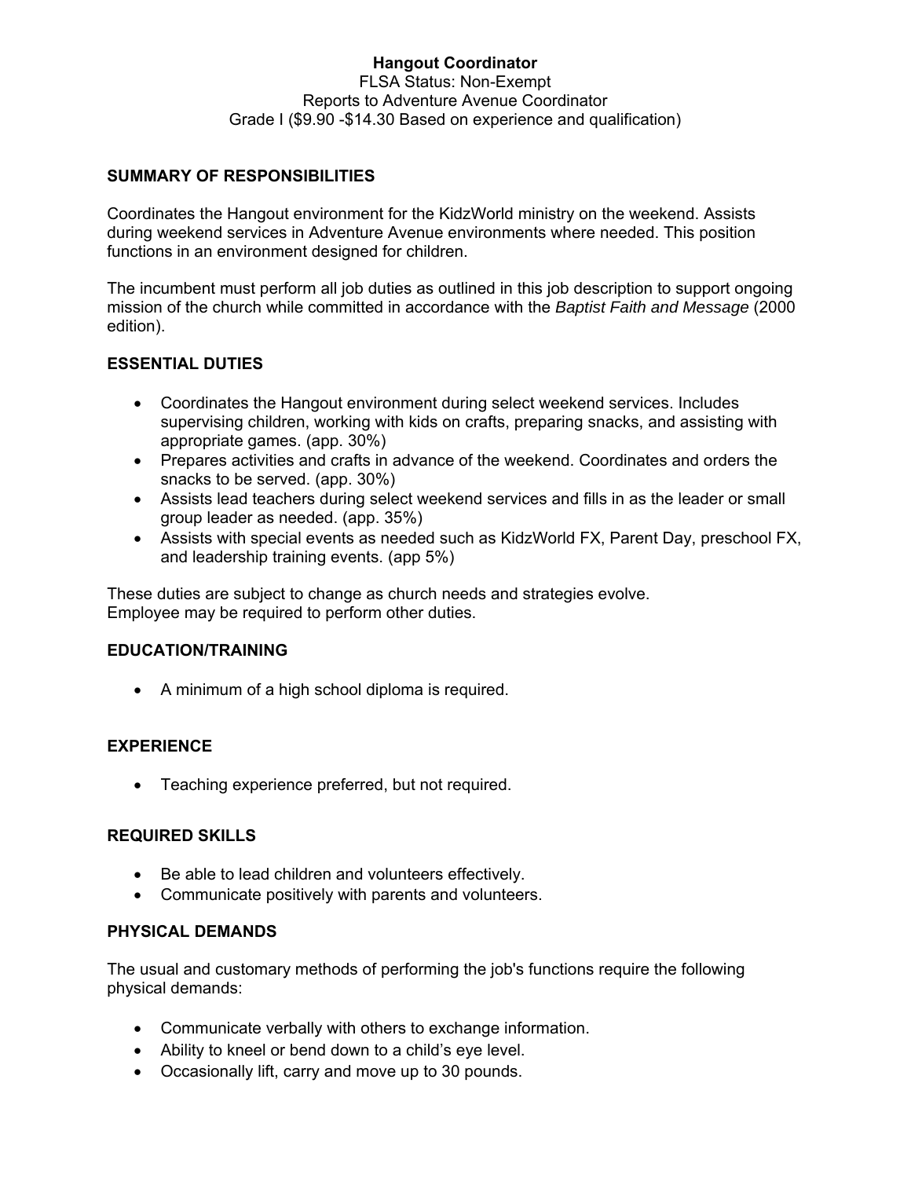# Hangout Coordinator

FLSA Status: Non-Exempt
Reports to Adventure Avenue Coordinator
Grade I ($9.90 -$14.30 Based on experience and qualification)

## SUMMARY OF RESPONSIBILITIES

Coordinates the Hangout environment for the KidzWorld ministry on the weekend. Assists during weekend services in Adventure Avenue environments where needed. This position functions in an environment designed for children.

The incumbent must perform all job duties as outlined in this job description to support ongoing mission of the church while committed in accordance with the *Baptist Faith and Message* (2000 edition).

## ESSENTIAL DUTIES

- Coordinates the Hangout environment during select weekend services. Includes supervising children, working with kids on crafts, preparing snacks, and assisting with appropriate games. (app. 30%)
- Prepares activities and crafts in advance of the weekend. Coordinates and orders the snacks to be served. (app. 30%)
- Assists lead teachers during select weekend services and fills in as the leader or small group leader as needed. (app. 35%)
- Assists with special events as needed such as KidzWorld FX, Parent Day, preschool FX, and leadership training events. (app 5%)

These duties are subject to change as church needs and strategies evolve.
Employee may be required to perform other duties.

## EDUCATION/TRAINING

- A minimum of a high school diploma is required.

## EXPERIENCE

- Teaching experience preferred, but not required.

## REQUIRED SKILLS

- Be able to lead children and volunteers effectively.
- Communicate positively with parents and volunteers.

## PHYSICAL DEMANDS

The usual and customary methods of performing the job's functions require the following physical demands:

- Communicate verbally with others to exchange information.
- Ability to kneel or bend down to a child's eye level.
- Occasionally lift, carry and move up to 30 pounds.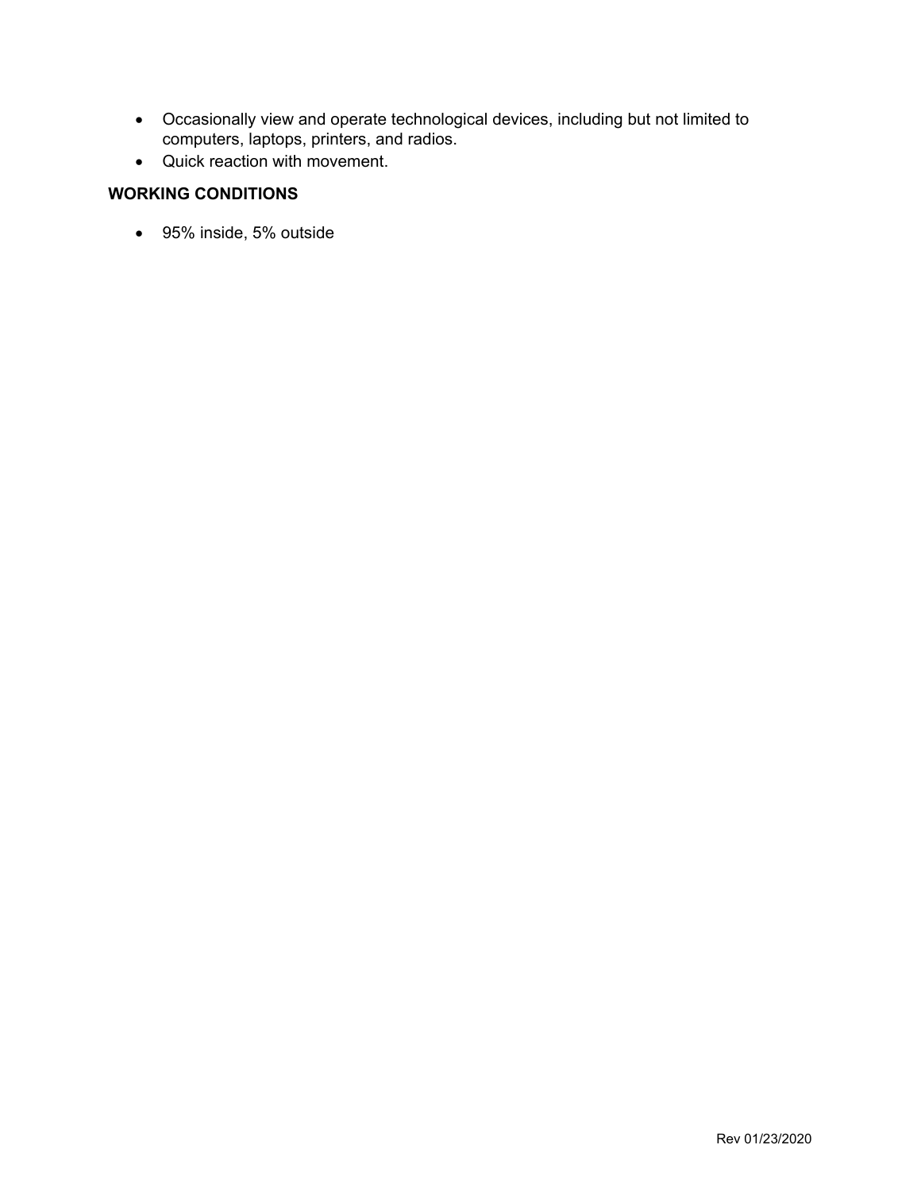- Occasionally view and operate technological devices, including but not limited to computers, laptops, printers, and radios.
- Quick reaction with movement.

## WORKING CONDITIONS

- 95% inside, 5% outside

Rev 01/23/2020